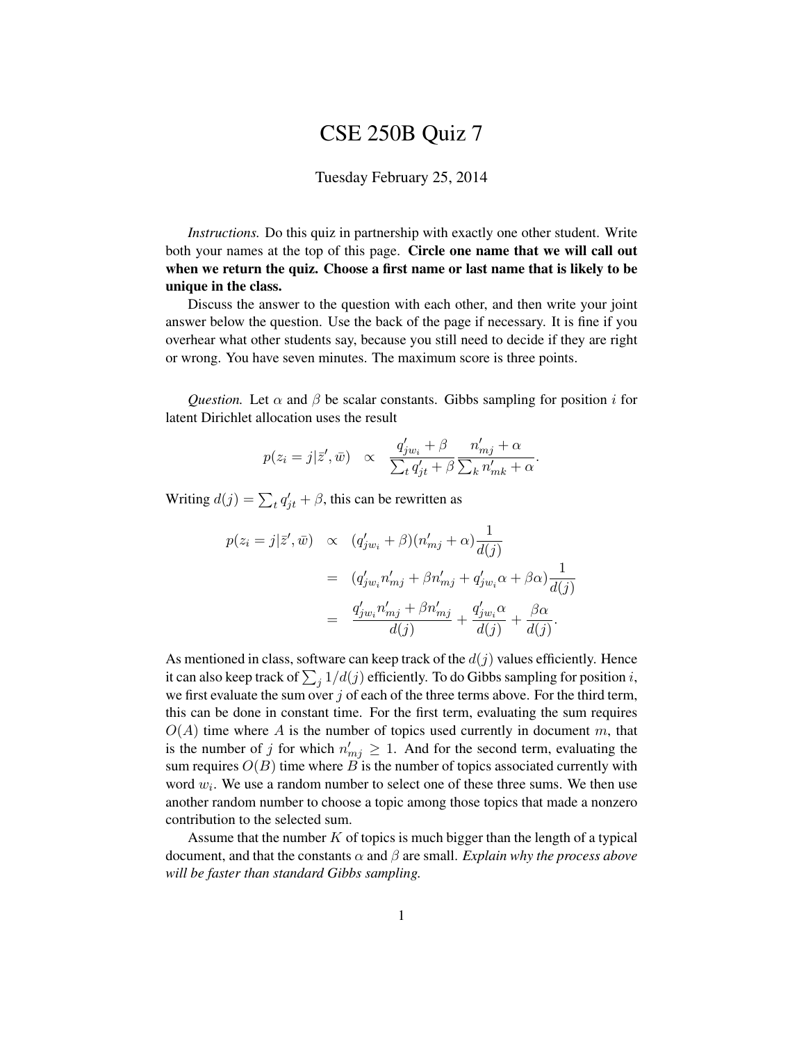# CSE 250B Quiz 7

Tuesday February 25, 2014

*Instructions.* Do this quiz in partnership with exactly one other student. Write both your names at the top of this page. **Circle one name that we will call out when we return the quiz. Choose a first name or last name that is likely to be unique in the class.**

Discuss the answer to the question with each other, and then write your joint answer below the question. Use the back of the page if necessary. It is fine if you overhear what other students say, because you still need to decide if they are right or wrong. You have seven minutes. The maximum score is three points.

*Question.* Let $\alpha$ and $\beta$ be scalar constants. Gibbs sampling for position $i$ for latent Dirichlet allocation uses the result

$$p(z_i = j|\bar{z}', \bar{w}) \quad \propto \quad \frac{q'_{jw_i} + \beta}{\sum_t q'_{jt} + \beta} \frac{n'_{mj} + \alpha}{\sum_k n'_{mk} + \alpha}.$$

Writing $d(j) = \sum_t q'_{jt} + \beta$, this can be rewritten as

$$\begin{aligned} p(z_i = j|\bar{z}', \bar{w}) &\propto (q'_{jw_i} + \beta)(n'_{mj} + \alpha)\frac{1}{d(j)} \\ &= (q'_{jw_i} n'_{mj} + \beta n'_{mj} + q'_{jw_i}\alpha + \beta\alpha)\frac{1}{d(j)} \\ &= \frac{q'_{jw_i} n'_{mj} + \beta n'_{mj}}{d(j)} + \frac{q'_{jw_i}\alpha}{d(j)} + \frac{\beta\alpha}{d(j)}. \end{aligned}$$

As mentioned in class, software can keep track of the $d(j)$ values efficiently. Hence it can also keep track of $\sum_j 1/d(j)$ efficiently. To do Gibbs sampling for position $i$, we first evaluate the sum over $j$ of each of the three terms above. For the third term, this can be done in constant time. For the first term, evaluating the sum requires $O(A)$ time where $A$ is the number of topics used currently in document $m$, that is the number of $j$ for which $n'_{mj} \geq 1$. And for the second term, evaluating the sum requires $O(B)$ time where $B$ is the number of topics associated currently with word $w_i$. We use a random number to select one of these three sums. We then use another random number to choose a topic among those topics that made a nonzero contribution to the selected sum.

Assume that the number $K$ of topics is much bigger than the length of a typical document, and that the constants $\alpha$ and $\beta$ are small. *Explain why the process above will be faster than standard Gibbs sampling.*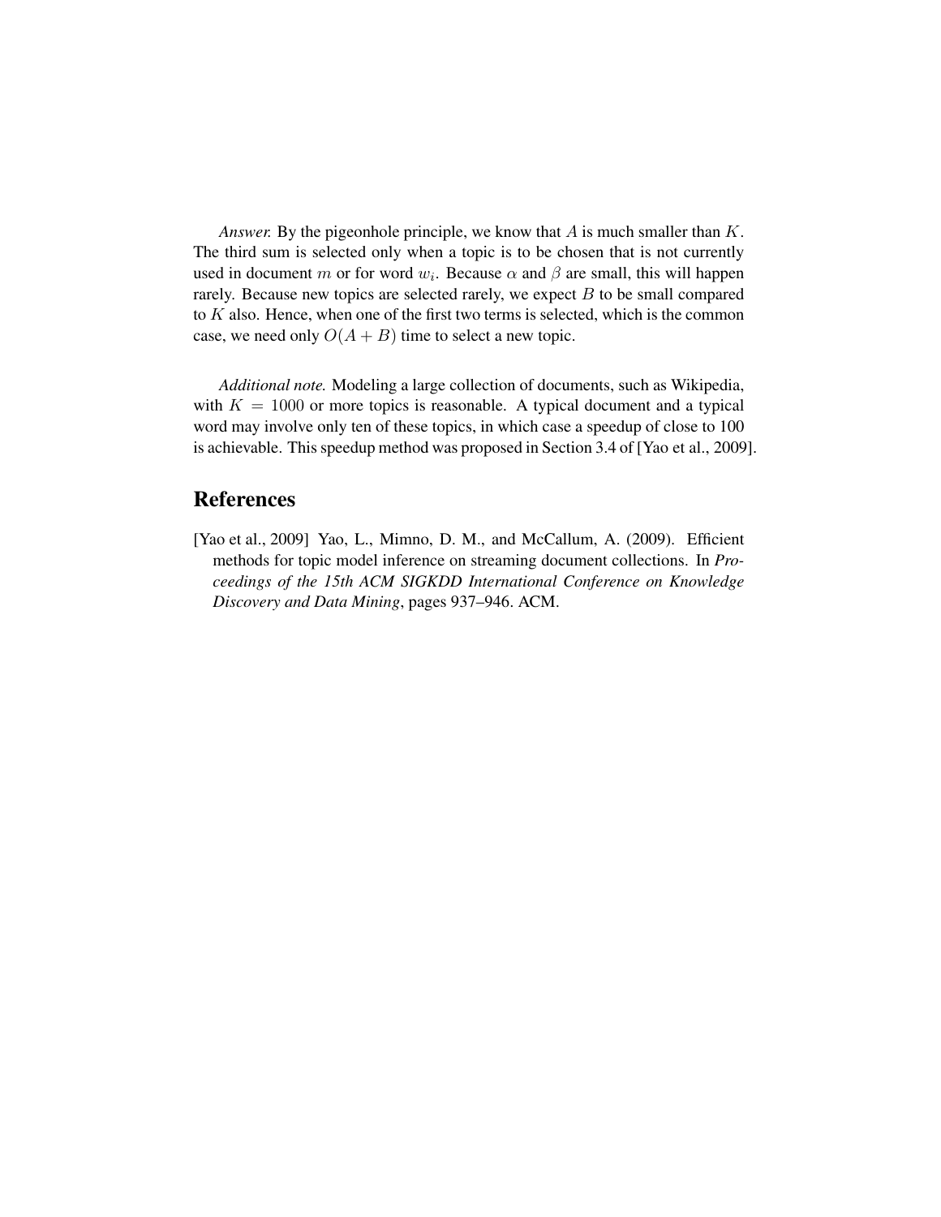*Answer.* By the pigeonhole principle, we know that $A$ is much smaller than $K$. The third sum is selected only when a topic is to be chosen that is not currently used in document $m$ or for word $w_i$. Because $\alpha$ and $\beta$ are small, this will happen rarely. Because new topics are selected rarely, we expect $B$ to be small compared to $K$ also. Hence, when one of the first two terms is selected, which is the common case, we need only $O(A + B)$ time to select a new topic.

*Additional note.* Modeling a large collection of documents, such as Wikipedia, with $K = 1000$ or more topics is reasonable. A typical document and a typical word may involve only ten of these topics, in which case a speedup of close to 100 is achievable. This speedup method was proposed in Section 3.4 of [Yao et al., 2009].

## References

[Yao et al., 2009] Yao, L., Mimno, D. M., and McCallum, A. (2009). Efficient methods for topic model inference on streaming document collections. In *Proceedings of the 15th ACM SIGKDD International Conference on Knowledge Discovery and Data Mining*, pages 937–946. ACM.